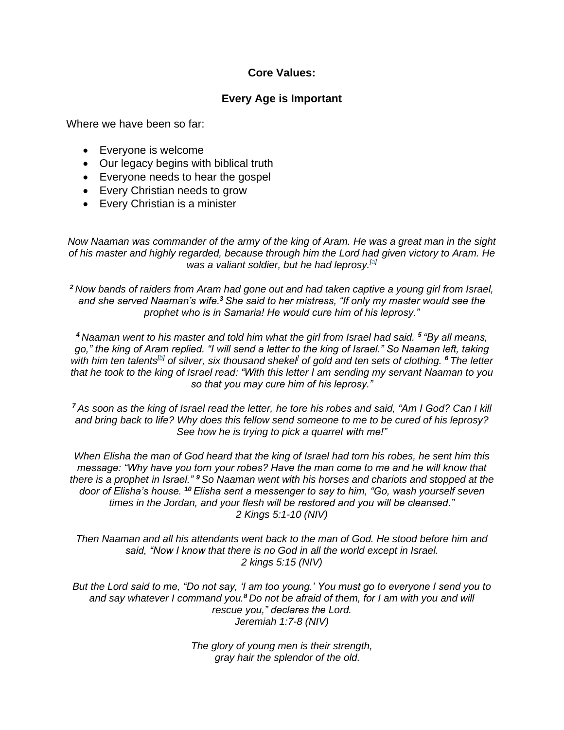**Core Values:**

**Every Age is Important**

Where we have been so far:

- Everyone is welcome
- Our legacy begins with biblical truth
- Everyone needs to hear the gospel
- Every Christian needs to grow
- Every Christian is a minister

*Now Naaman was commander of the army of the king of Aram. He was a great man in the sight of his master and highly regarded, because through him the Lord had given victory to Aram. He was a valiant soldier, but he had leprosy.[a]*

*2 Now bands of raiders from Aram had gone out and had taken captive a young girl from Israel, and she served Naaman's wife.3 She said to her mistress, "If only my master would see the prophet who is in Samaria! He would cure him of his leprosy."*

*4 Naaman went to his master and told him what the girl from Israel had said. 5 "By all means, go," the king of Aram replied. "I will send a letter to the king of Israel." So Naaman left, taking with him ten talents[b] of silver, six thousand shekel[] of gold and ten sets of clothing. 6 The letter that he took to the king of Israel read: "With this letter I am sending my servant Naaman to you so that you may cure him of his leprosy."*

*7 As soon as the king of Israel read the letter, he tore his robes and said, "Am I God? Can I kill and bring back to life? Why does this fellow send someone to me to be cured of his leprosy? See how he is trying to pick a quarrel with me!"*

*When Elisha the man of God heard that the king of Israel had torn his robes, he sent him this message: "Why have you torn your robes? Have the man come to me and he will know that there is a prophet in Israel." 9 So Naaman went with his horses and chariots and stopped at the door of Elisha's house. 10 Elisha sent a messenger to say to him, "Go, wash yourself seven times in the Jordan, and your flesh will be restored and you will be cleansed."*
*2 Kings 5:1-10 (NIV)*

*Then Naaman and all his attendants went back to the man of God. He stood before him and said, "Now I know that there is no God in all the world except in Israel.*
*2 kings 5:15 (NIV)*

*But the Lord said to me, "Do not say, 'I am too young.' You must go to everyone I send you to and say whatever I command you.8 Do not be afraid of them, for I am with you and will rescue you," declares the Lord.*
*Jeremiah 1:7-8 (NIV)*

*The glory of young men is their strength,*
*gray hair the splendor of the old.*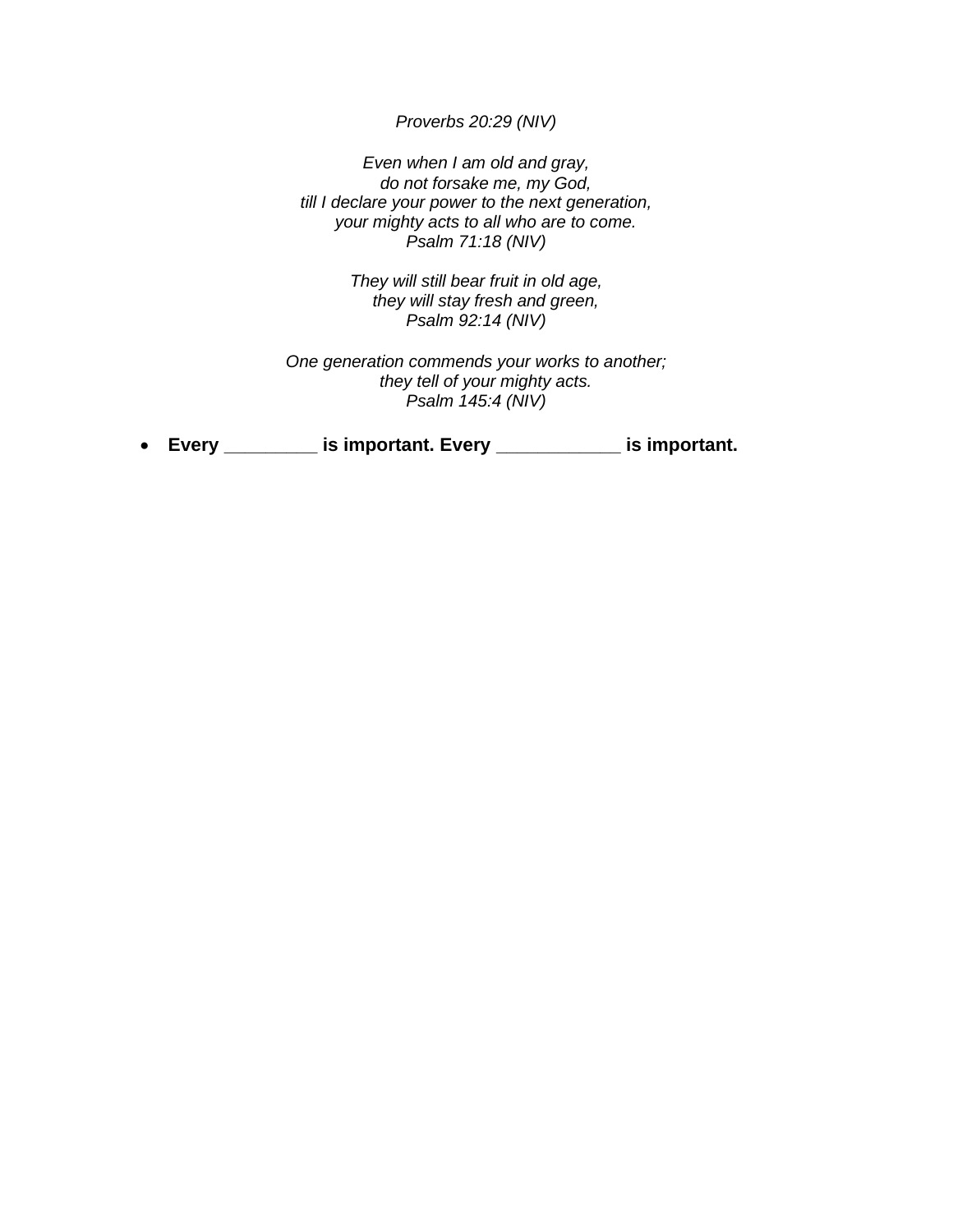*Proverbs 20:29 (NIV)*

*Even when I am old and gray,*
*do not forsake me, my God,*
*till I declare your power to the next generation,*
*your mighty acts to all who are to come.*
*Psalm 71:18 (NIV)*

*They will still bear fruit in old age,*
*they will stay fresh and green,*
*Psalm 92:14 (NIV)*

*One generation commends your works to another;*
*they tell of your mighty acts.*
*Psalm 145:4 (NIV)*

- **Every _________ is important. Every ____________ is important.**